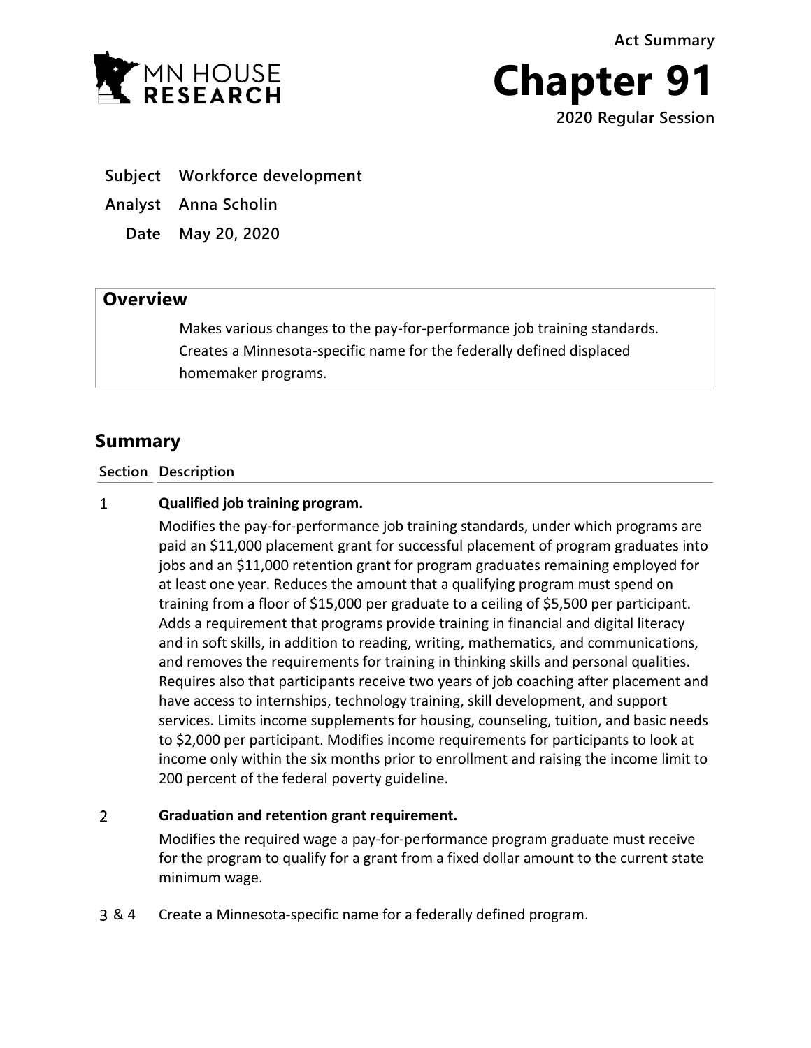MN HOUSE RESEARCH

Act Summary

# Chapter 91

2020 Regular Session

**Subject** Workforce development

**Analyst** Anna Scholin

**Date** May 20, 2020

## Overview

Makes various changes to the pay-for-performance job training standards. Creates a Minnesota-specific name for the federally defined displaced homemaker programs.

## Summary

| Section | Description |
| --- | --- |
| 1 | **Qualified job training program.** Modifies the pay-for-performance job training standards, under which programs are paid an $11,000 placement grant for successful placement of program graduates into jobs and an $11,000 retention grant for program graduates remaining employed for at least one year. Reduces the amount that a qualifying program must spend on training from a floor of $15,000 per graduate to a ceiling of $5,500 per participant. Adds a requirement that programs provide training in financial and digital literacy and in soft skills, in addition to reading, writing, mathematics, and communications, and removes the requirements for training in thinking skills and personal qualities. Requires also that participants receive two years of job coaching after placement and have access to internships, technology training, skill development, and support services. Limits income supplements for housing, counseling, tuition, and basic needs to $2,000 per participant. Modifies income requirements for participants to look at income only within the six months prior to enrollment and raising the income limit to 200 percent of the federal poverty guideline. |
| 2 | **Graduation and retention grant requirement.** Modifies the required wage a pay-for-performance program graduate must receive for the program to qualify for a grant from a fixed dollar amount to the current state minimum wage. |
| 3 & 4 | Create a Minnesota-specific name for a federally defined program. |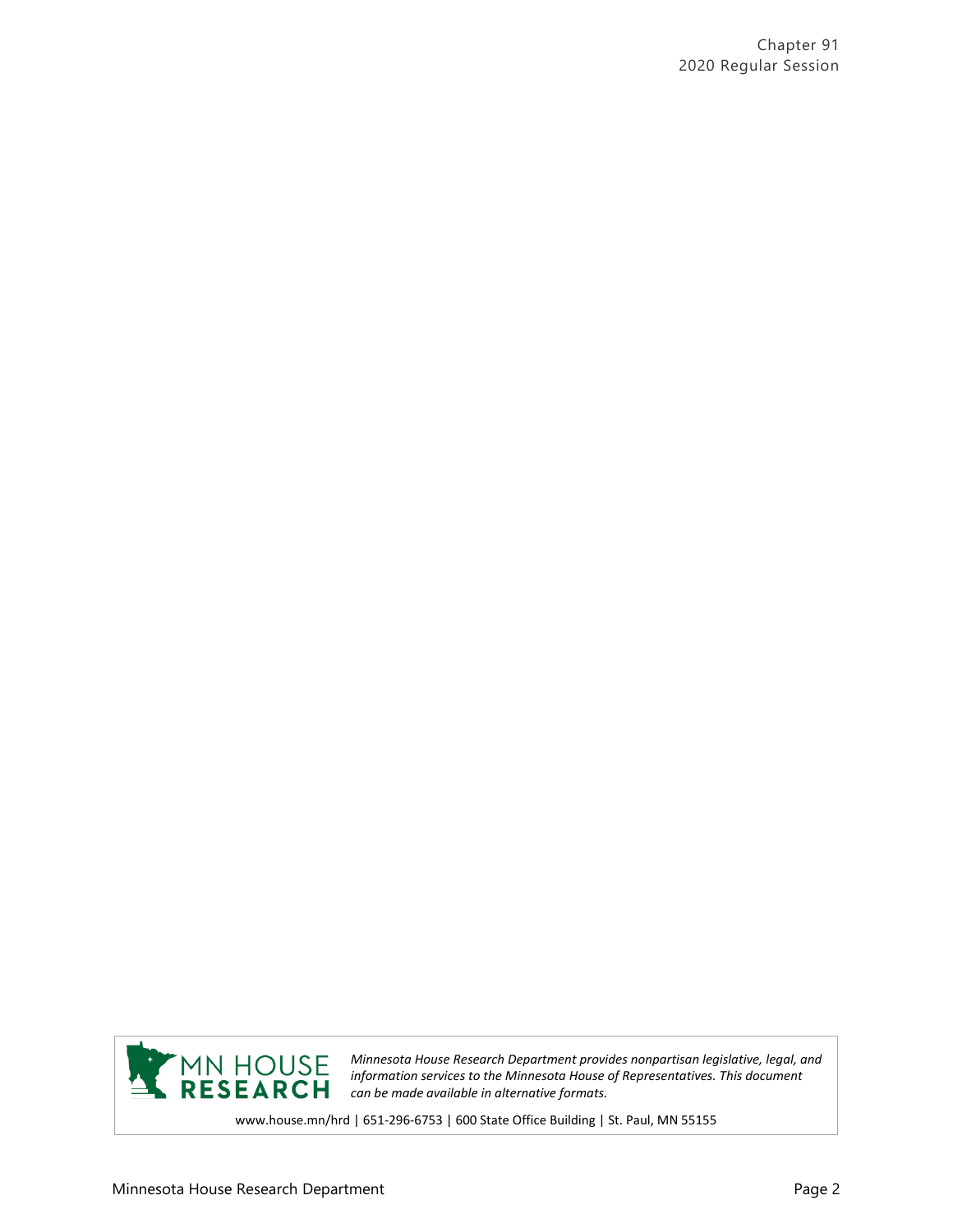MN HOUSE RESEARCH

*Minnesota House Research Department provides nonpartisan legislative, legal, and information services to the Minnesota House of Representatives. This document can be made available in alternative formats.*

www.house.mn/hrd | 651-296-6753 | 600 State Office Building | St. Paul, MN 55155